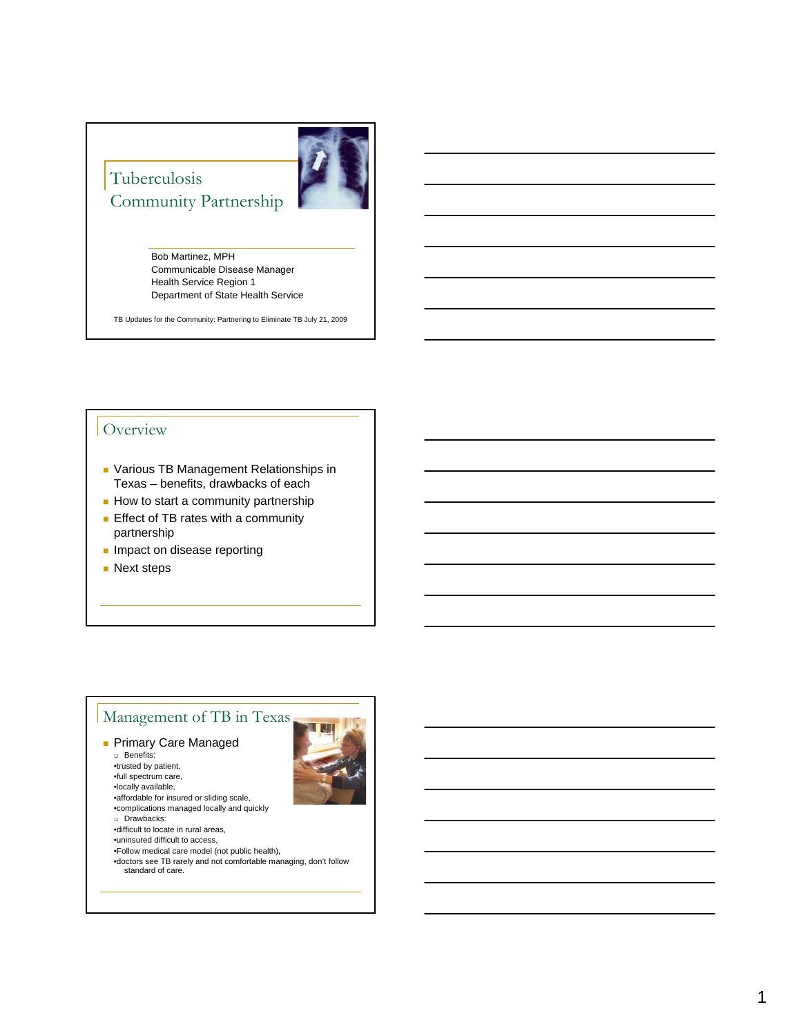# Tuberculosis Community Partnership

Bob Martinez, MPH
Communicable Disease Manager
Health Service Region 1
Department of State Health Service

TB Updates for the Community: Partnering to Eliminate TB July 21, 2009

## Overview

- Various TB Management Relationships in Texas – benefits, drawbacks of each
- How to start a community partnership
- Effect of TB rates with a community partnership
- Impact on disease reporting
- Next steps

## Management of TB in Texas

- Primary Care Managed
  - Benefits:
    - trusted by patient,
    - full spectrum care,
    - locally available,
    - affordable for insured or sliding scale,
    - complications managed locally and quickly
  - Drawbacks:
    - difficult to locate in rural areas,
    - uninsured difficult to access,
    - Follow medical care model (not public health),
    - doctors see TB rarely and not comfortable managing, don't follow standard of care.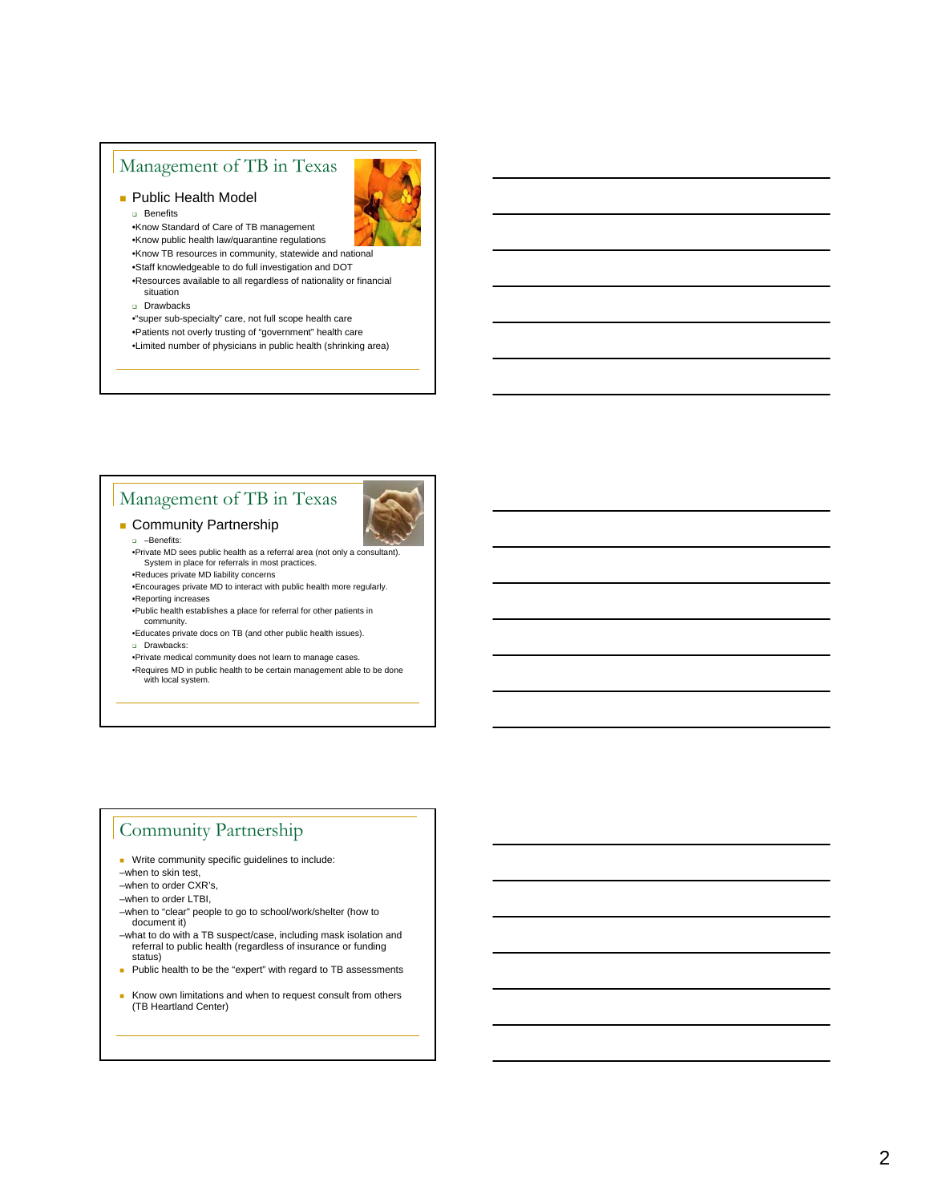## Management of TB in Texas

- Public Health Model
  - Benefits
    - Know Standard of Care of TB management
    - Know public health law/quarantine regulations
    - Know TB resources in community, statewide and national
    - Staff knowledgeable to do full investigation and DOT
    - Resources available to all regardless of nationality or financial situation
  - Drawbacks
    - "super sub-specialty" care, not full scope health care
    - Patients not overly trusting of "government" health care
    - Limited number of physicians in public health (shrinking area)

## Management of TB in Texas

- Community Partnership
  - –Benefits:
    - Private MD sees public health as a referral area (not only a consultant). System in place for referrals in most practices.
    - Reduces private MD liability concerns
    - Encourages private MD to interact with public health more regularly.
    - Reporting increases
    - Public health establishes a place for referral for other patients in community.
    - Educates private docs on TB (and other public health issues).
  - Drawbacks:
    - Private medical community does not learn to manage cases.
    - Requires MD in public health to be certain management able to be done with local system.

## Community Partnership

- Write community specific guidelines to include:
  - –when to skin test,
  - –when to order CXR's,
  - –when to order LTBI,
  - –when to "clear" people to go to school/work/shelter (how to document it)
  - –what to do with a TB suspect/case, including mask isolation and referral to public health (regardless of insurance or funding status)
- Public health to be the "expert" with regard to TB assessments
- Know own limitations and when to request consult from others (TB Heartland Center)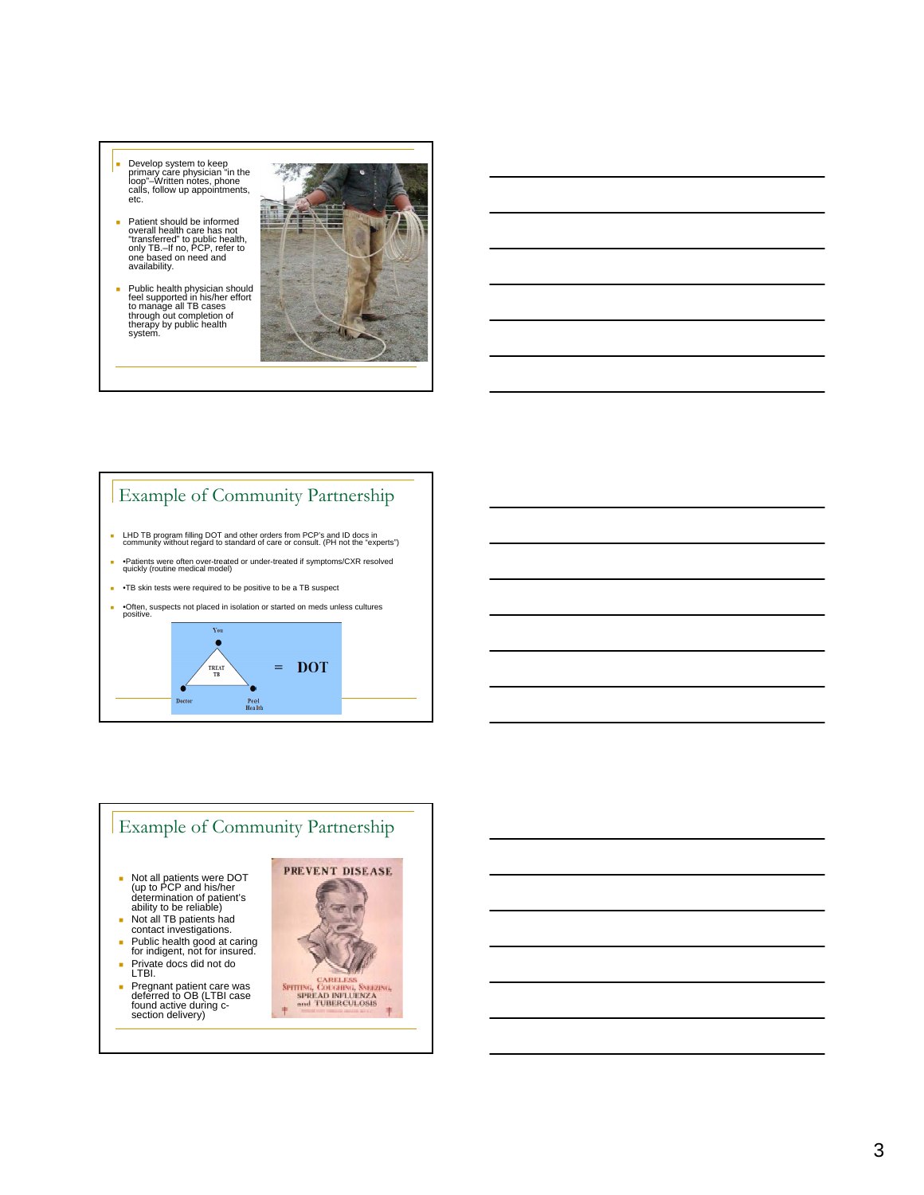- Develop system to keep primary care physician "in the loop"–Written notes, phone calls, follow up appointments, etc.
- Patient should be informed overall health care has not "transferred" to public health, only TB.–If no, PCP, refer to one based on need and availability.
- Public health physician should feel supported in his/her effort to manage all TB cases through out completion of therapy by public health system.

## Example of Community Partnership

- LHD TB program filling DOT and other orders from PCP's and ID docs in community without regard to standard of care or consult. (PH not the "experts")
- •Patients were often over-treated or under-treated if symptoms/CXR resolved quickly (routine medical model)
- •TB skin tests were required to be positive to be a TB suspect
- •Often, suspects not placed in isolation or started on meds unless cultures positive.

You – TREAT TB – Doctor – Pecl Health = DOT

## Example of Community Partnership

- Not all patients were DOT (up to PCP and his/her determination of patient's ability to be reliable)
- Not all TB patients had contact investigations.
- Public health good at caring for indigent, not for insured.
- Private docs did not do LTBI.
- Pregnant patient care was deferred to OB (LTBI case found active during c-section delivery)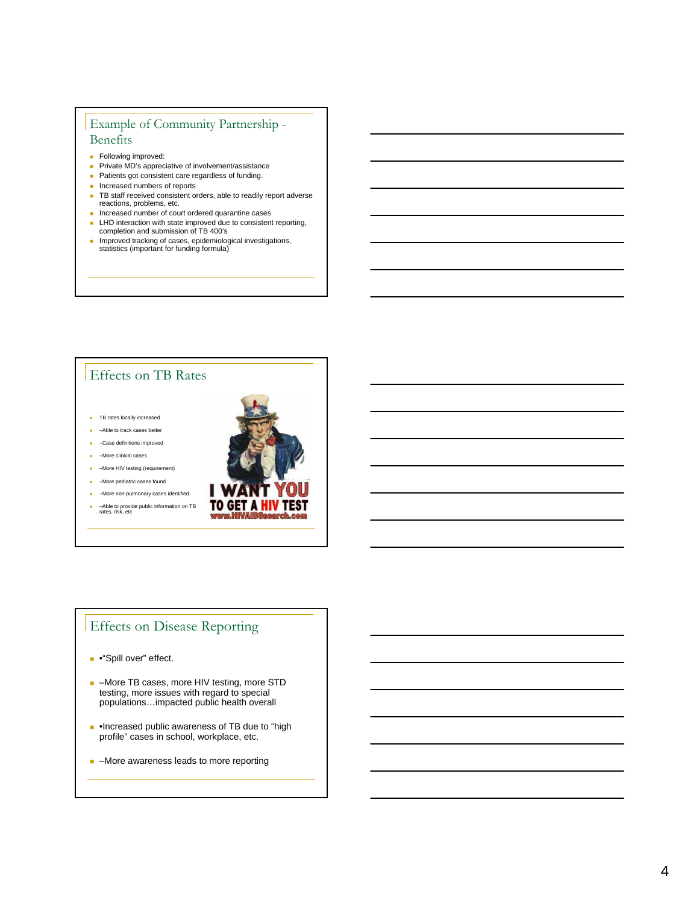## Example of Community Partnership - Benefits

- Following improved:
- Private MD's appreciative of involvement/assistance
- Patients got consistent care regardless of funding.
- Increased numbers of reports
- TB staff received consistent orders, able to readily report adverse reactions, problems, etc.
- Increased number of court ordered quarantine cases
- LHD interaction with state improved due to consistent reporting, completion and submission of TB 400's
- Improved tracking of cases, epidemiological investigations, statistics (important for funding formula)

## Effects on TB Rates

- TB rates locally increased
- –Able to track cases better
- –Case definitions improved
- –More clinical cases
- –More HIV testing (requirement)
- –More pediatric cases found
- –More non-pulmonary cases identified
- –Able to provide public information on TB rates, risk, etc

I WANT YOU TO GET A HIV TEST
www.HIVAIDSsearch.com

## Effects on Disease Reporting

- •"Spill over" effect.
- –More TB cases, more HIV testing, more STD testing, more issues with regard to special populations…impacted public health overall
- •Increased public awareness of TB due to "high profile" cases in school, workplace, etc.
- –More awareness leads to more reporting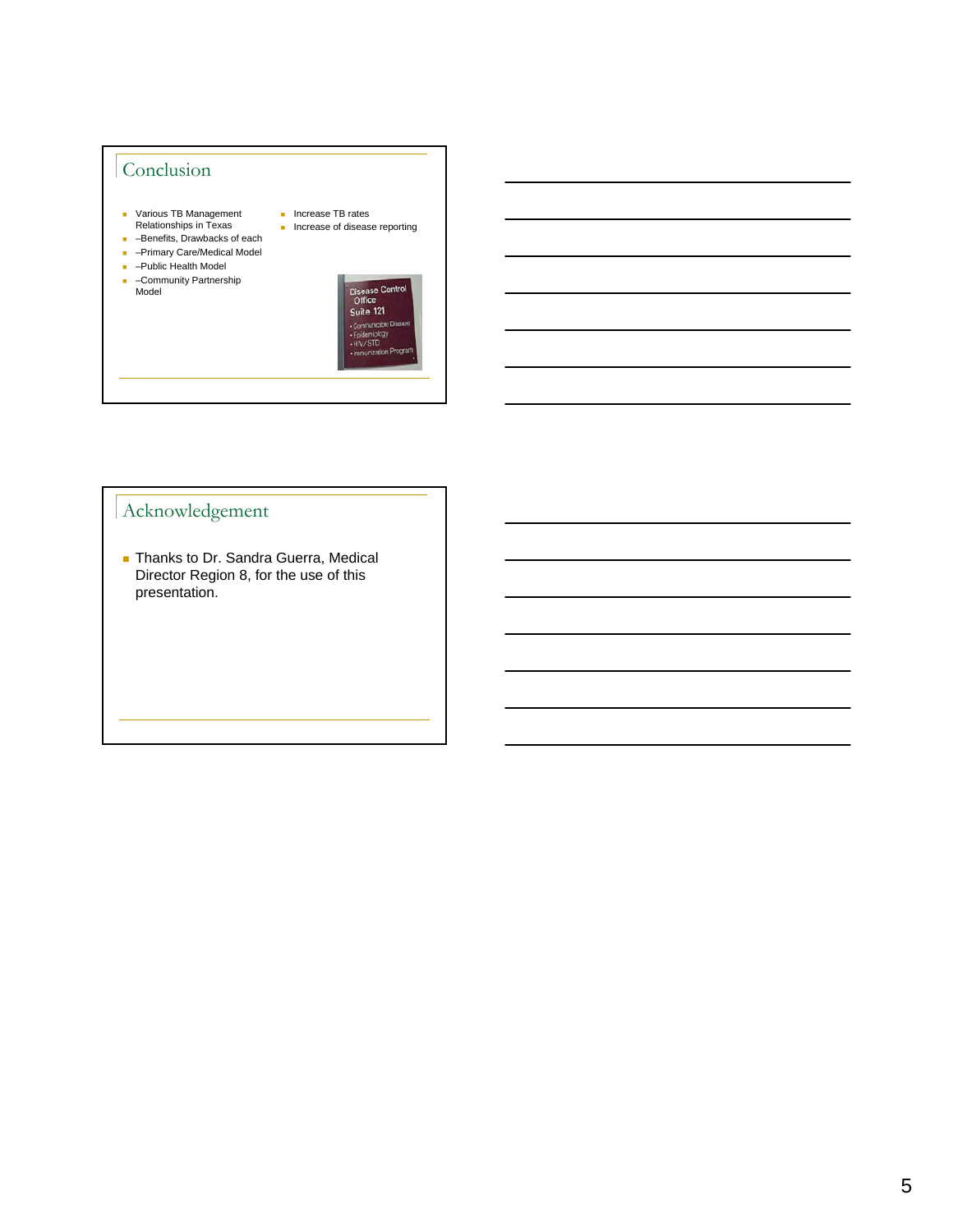## Conclusion

- Various TB Management Relationships in Texas
- –Benefits, Drawbacks of each
- –Primary Care/Medical Model
- –Public Health Model
- –Community Partnership Model

- Increase TB rates
- Increase of disease reporting

## Acknowledgement

- Thanks to Dr. Sandra Guerra, Medical Director Region 8, for the use of this presentation.